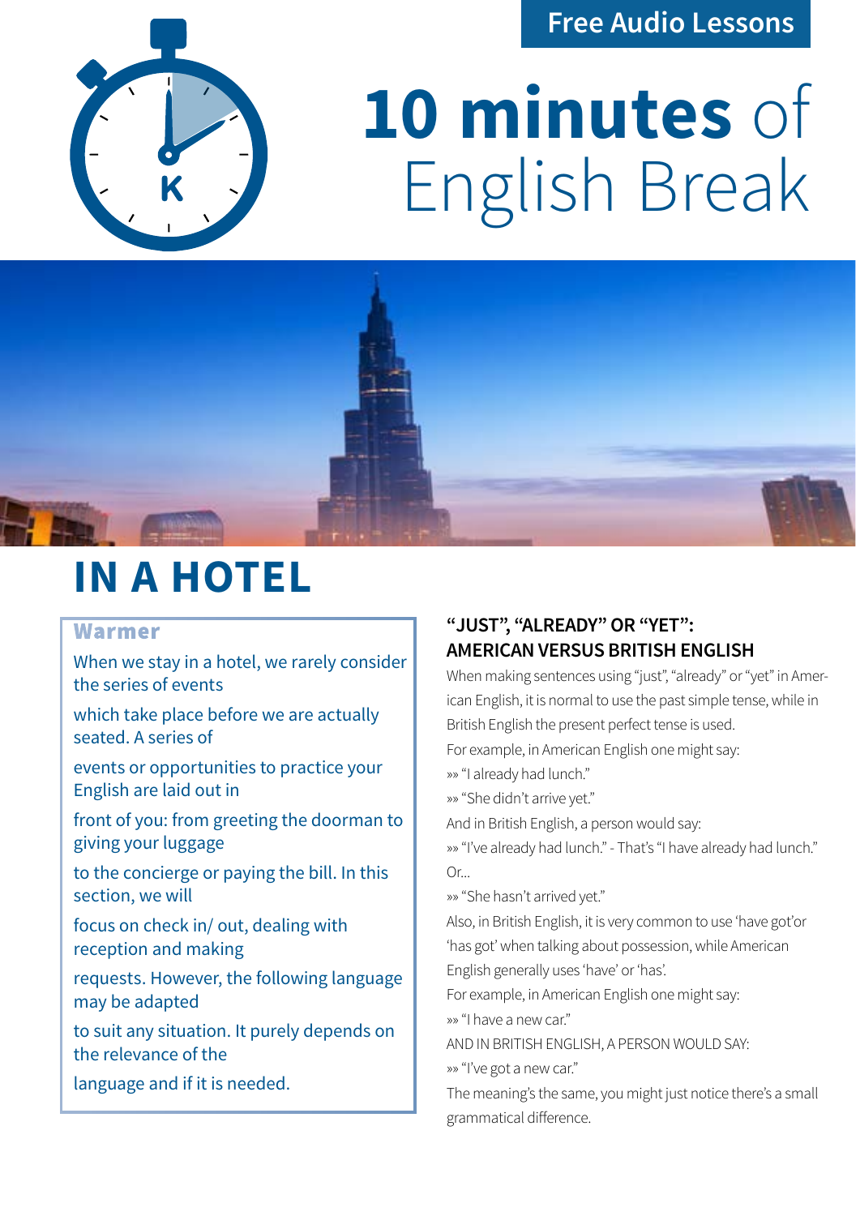Free Audio Lessons

# 10 minutes of English Break

# IN A HOTEL

## Warmer

When we stay in a hotel, we rarely consider the series of events which take place before we are actually seated. A series of events or opportunities to practice your English are laid out in front of you: from greeting the doorman to giving your luggage to the concierge or paying the bill. In this section, we will focus on check in/ out, dealing with reception and making requests. However, the following language may be adapted to suit any situation. It purely depends on the relevance of the language and if it is needed.

## "JUST", "ALREADY" OR "YET": AMERICAN VERSUS BRITISH ENGLISH

When making sentences using "just", "already" or "yet" in American English, it is normal to use the past simple tense, while in British English the present perfect tense is used.

For example, in American English one might say:

»» "I already had lunch."

»» "She didn't arrive yet."

And in British English, a person would say:

»» "I've already had lunch." - That's "I have already had lunch."

Or...

»» "She hasn't arrived yet."

Also, in British English, it is very common to use 'have got'or 'has got' when talking about possession, while American English generally uses 'have' or 'has'.

For example, in American English one might say:

»» "I have a new car."

AND IN BRITISH ENGLISH, A PERSON WOULD SAY:

»» "I've got a new car."

The meaning's the same, you might just notice there's a small grammatical difference.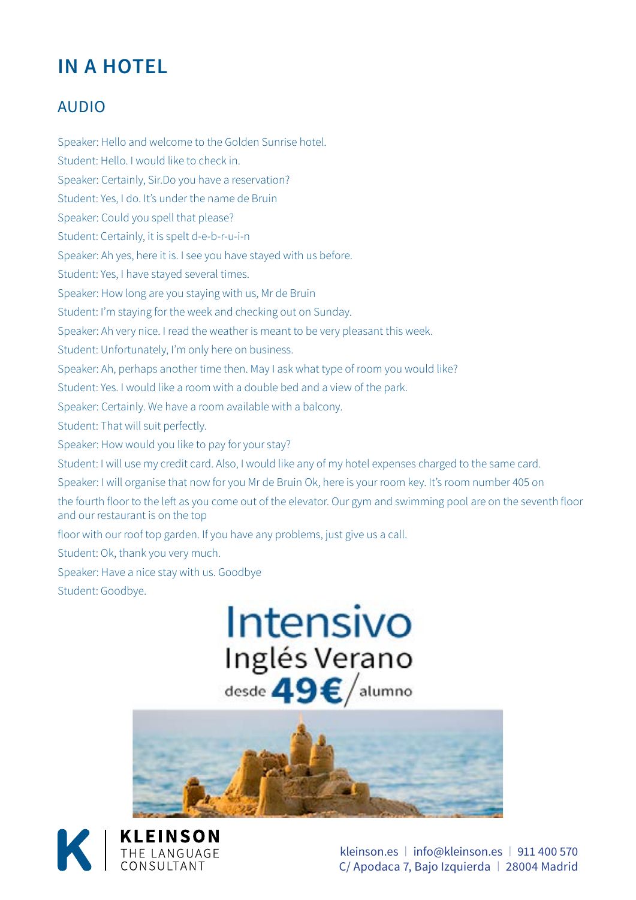# IN A HOTEL

## AUDIO

Speaker: Hello and welcome to the Golden Sunrise hotel.

Student: Hello. I would like to check in.

Speaker: Certainly, Sir.Do you have a reservation?

Student: Yes, I do. It's under the name de Bruin

Speaker: Could you spell that please?

Student: Certainly, it is spelt d-e-b-r-u-i-n

Speaker: Ah yes, here it is. I see you have stayed with us before.

Student: Yes, I have stayed several times.

Speaker: How long are you staying with us, Mr de Bruin

Student: I'm staying for the week and checking out on Sunday.

Speaker: Ah very nice. I read the weather is meant to be very pleasant this week.

Student: Unfortunately, I'm only here on business.

Speaker: Ah, perhaps another time then. May I ask what type of room you would like?

Student: Yes. I would like a room with a double bed and a view of the park.

Speaker: Certainly. We have a room available with a balcony.

Student: That will suit perfectly.

Speaker: How would you like to pay for your stay?

Student: I will use my credit card. Also, I would like any of my hotel expenses charged to the same card.

Speaker: I will organise that now for you Mr de Bruin Ok, here is your room key. It's room number 405 on the fourth floor to the left as you come out of the elevator. Our gym and swimming pool are on the seventh floor and our restaurant is on the top floor with our roof top garden. If you have any problems, just give us a call.

Student: Ok, thank you very much.

Speaker: Have a nice stay with us. Goodbye

Student: Goodbye.

Intensivo
Inglés Verano
desde 49€/alumno

KLEINSON
THE LANGUAGE CONSULTANT

kleinson.es | info@kleinson.es | 911 400 570
C/ Apodaca 7, Bajo Izquierda | 28004 Madrid